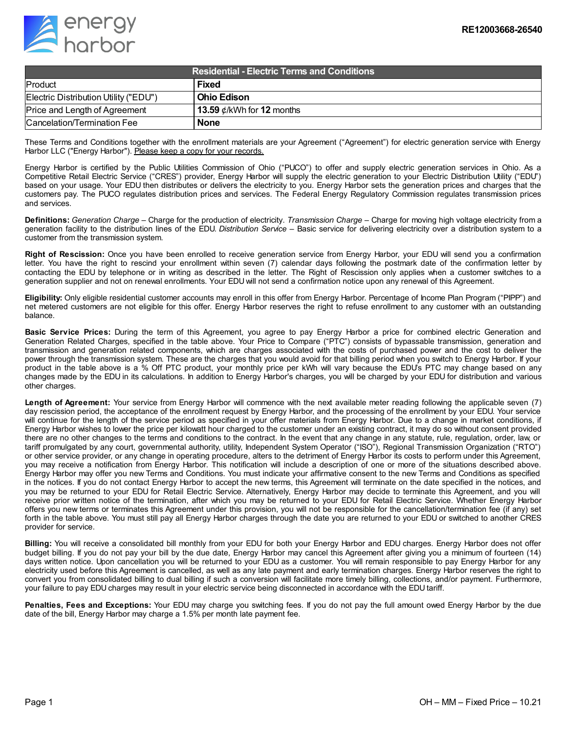RE12003668-26540

| Residential - Electric Terms and Conditions | |
|---|---|
| Product | **Fixed** |
| Electric Distribution Utility ("EDU") | **Ohio Edison** |
| Price and Length of Agreement | **13.59** ¢/kWh for **12** months |
| Cancelation/Termination Fee | **None** |

These Terms and Conditions together with the enrollment materials are your Agreement ("Agreement") for electric generation service with Energy Harbor LLC ("Energy Harbor"). Please keep a copy for your records.

Energy Harbor is certified by the Public Utilities Commission of Ohio ("PUCO") to offer and supply electric generation services in Ohio. As a Competitive Retail Electric Service ("CRES") provider, Energy Harbor will supply the electric generation to your Electric Distribution Utility ("EDU") based on your usage. Your EDU then distributes or delivers the electricity to you. Energy Harbor sets the generation prices and charges that the customers pay. The PUCO regulates distribution prices and services. The Federal Energy Regulatory Commission regulates transmission prices and services.

**Definitions:** *Generation Charge* – Charge for the production of electricity. *Transmission Charge* – Charge for moving high voltage electricity from a generation facility to the distribution lines of the EDU. *Distribution Service* – Basic service for delivering electricity over a distribution system to a customer from the transmission system.

**Right of Rescission:** Once you have been enrolled to receive generation service from Energy Harbor, your EDU will send you a confirmation letter. You have the right to rescind your enrollment within seven (7) calendar days following the postmark date of the confirmation letter by contacting the EDU by telephone or in writing as described in the letter. The Right of Rescission only applies when a customer switches to a generation supplier and not on renewal enrollments. Your EDU will not send a confirmation notice upon any renewal of this Agreement.

**Eligibility:** Only eligible residential customer accounts may enroll in this offer from Energy Harbor. Percentage of Income Plan Program ("PIPP") and net metered customers are not eligible for this offer. Energy Harbor reserves the right to refuse enrollment to any customer with an outstanding balance.

**Basic Service Prices:** During the term of this Agreement, you agree to pay Energy Harbor a price for combined electric Generation and Generation Related Charges, specified in the table above. Your Price to Compare ("PTC") consists of bypassable transmission, generation and transmission and generation related components, which are charges associated with the costs of purchased power and the cost to deliver the power through the transmission system. These are the charges that you would avoid for that billing period when you switch to Energy Harbor. If your product in the table above is a % Off PTC product, your monthly price per kWh will vary because the EDU's PTC may change based on any changes made by the EDU in its calculations. In addition to Energy Harbor's charges, you will be charged by your EDU for distribution and various other charges.

**Length of Agreement:** Your service from Energy Harbor will commence with the next available meter reading following the applicable seven (7) day rescission period, the acceptance of the enrollment request by Energy Harbor, and the processing of the enrollment by your EDU. Your service will continue for the length of the service period as specified in your offer materials from Energy Harbor. Due to a change in market conditions, if Energy Harbor wishes to lower the price per kilowatt hour charged to the customer under an existing contract, it may do so without consent provided there are no other changes to the terms and conditions to the contract. In the event that any change in any statute, rule, regulation, order, law, or tariff promulgated by any court, governmental authority, utility, Independent System Operator ("ISO"), Regional Transmission Organization ("RTO") or other service provider, or any change in operating procedure, alters to the detriment of Energy Harbor its costs to perform under this Agreement, you may receive a notification from Energy Harbor. This notification will include a description of one or more of the situations described above. Energy Harbor may offer you new Terms and Conditions. You must indicate your affirmative consent to the new Terms and Conditions as specified in the notices. If you do not contact Energy Harbor to accept the new terms, this Agreement will terminate on the date specified in the notices, and you may be returned to your EDU for Retail Electric Service. Alternatively, Energy Harbor may decide to terminate this Agreement, and you will receive prior written notice of the termination, after which you may be returned to your EDU for Retail Electric Service. Whether Energy Harbor offers you new terms or terminates this Agreement under this provision, you will not be responsible for the cancellation/termination fee (if any) set forth in the table above. You must still pay all Energy Harbor charges through the date you are returned to your EDU or switched to another CRES provider for service.

**Billing:** You will receive a consolidated bill monthly from your EDU for both your Energy Harbor and EDU charges. Energy Harbor does not offer budget billing. If you do not pay your bill by the due date, Energy Harbor may cancel this Agreement after giving you a minimum of fourteen (14) days written notice. Upon cancellation you will be returned to your EDU as a customer. You will remain responsible to pay Energy Harbor for any electricity used before this Agreement is cancelled, as well as any late payment and early termination charges. Energy Harbor reserves the right to convert you from consolidated billing to dual billing if such a conversion will facilitate more timely billing, collections, and/or payment. Furthermore, your failure to pay EDU charges may result in your electric service being disconnected in accordance with the EDU tariff.

**Penalties, Fees and Exceptions:** Your EDU may charge you switching fees. If you do not pay the full amount owed Energy Harbor by the due date of the bill, Energy Harbor may charge a 1.5% per month late payment fee.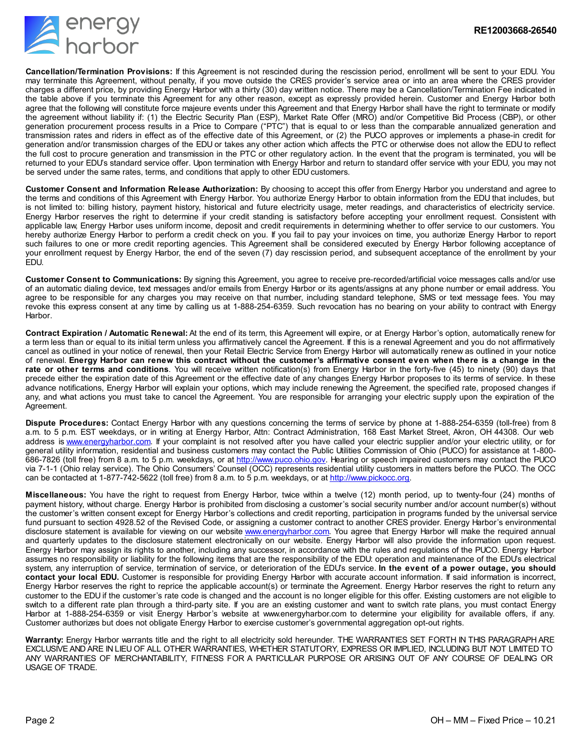**Cancellation/Termination Provisions:** If this Agreement is not rescinded during the rescission period, enrollment will be sent to your EDU. You may terminate this Agreement, without penalty, if you move outside the CRES provider's service area or into an area where the CRES provider charges a different price, by providing Energy Harbor with a thirty (30) day written notice. There may be a Cancellation/Termination Fee indicated in the table above if you terminate this Agreement for any other reason, except as expressly provided herein. Customer and Energy Harbor both agree that the following will constitute force majeure events under this Agreement and that Energy Harbor shall have the right to terminate or modify the agreement without liability if: (1) the Electric Security Plan (ESP), Market Rate Offer (MRO) and/or Competitive Bid Process (CBP), or other generation procurement process results in a Price to Compare ("PTC") that is equal to or less than the comparable annualized generation and transmission rates and riders in effect as of the effective date of this Agreement, or (2) the PUCO approves or implements a phase-in credit for generation and/or transmission charges of the EDU or takes any other action which affects the PTC or otherwise does not allow the EDU to reflect the full cost to procure generation and transmission in the PTC or other regulatory action. In the event that the program is terminated, you will be returned to your EDU's standard service offer. Upon termination with Energy Harbor and return to standard offer service with your EDU, you may not be served under the same rates, terms, and conditions that apply to other EDU customers.

**Customer Consent and Information Release Authorization:** By choosing to accept this offer from Energy Harbor you understand and agree to the terms and conditions of this Agreement with Energy Harbor. You authorize Energy Harbor to obtain information from the EDU that includes, but is not limited to: billing history, payment history, historical and future usage, meter readings, and characteristics of electricity service. Energy Harbor reserves the right to determine if your credit standing is satisfactory before accepting your enrollment request. Consistent with applicable law, Energy Harbor uses uniform income, deposit and credit requirements in determining whether to offer service to our customers. You hereby authorize Energy Harbor to perform a credit check on you. If you fail to pay your invoices on time, you authorize Energy Harbor to report such failures to one or more credit reporting agencies. This Agreement shall be considered executed by Energy Harbor following acceptance of your enrollment request by Energy Harbor, the end of the seven (7) day rescission period, and subsequent acceptance of the enrollment by your EDU.

**Customer Consent to Communications:** By signing this Agreement, you agree to receive pre-recorded/artificial voice messages calls and/or use of an automatic dialing device, text messages and/or emails from Energy Harbor or its agents/assigns at any phone number or email address. You agree to be responsible for any charges you may receive on that number, including standard telephone, SMS or text message fees. You may revoke this express consent at any time by calling us at 1-888-254-6359. Such revocation has no bearing on your ability to contract with Energy Harbor.

**Contract Expiration / Automatic Renewal:** At the end of its term, this Agreement will expire, or at Energy Harbor's option, automatically renew for a term less than or equal to its initial term unless you affirmatively cancel the Agreement. If this is a renewal Agreement and you do not affirmatively cancel as outlined in your notice of renewal, then your Retail Electric Service from Energy Harbor will automatically renew as outlined in your notice of renewal. **Energy Harbor can renew this contract without the customer's affirmative consent even when there is a change in the rate or other terms and conditions**. You will receive written notification(s) from Energy Harbor in the forty-five (45) to ninety (90) days that precede either the expiration date of this Agreement or the effective date of any changes Energy Harbor proposes to its terms of service. In these advance notifications, Energy Harbor will explain your options, which may include renewing the Agreement, the specified rate, proposed changes if any, and what actions you must take to cancel the Agreement. You are responsible for arranging your electric supply upon the expiration of the Agreement.

**Dispute Procedures:** Contact Energy Harbor with any questions concerning the terms of service by phone at 1-888-254-6359 (toll-free) from 8 a.m. to 5 p.m. EST weekdays, or in writing at Energy Harbor, Attn: Contract Administration, 168 East Market Street, Akron, OH 44308. Our web address is www.energyharbor.com. If your complaint is not resolved after you have called your electric supplier and/or your electric utility, or for general utility information, residential and business customers may contact the Public Utilities Commission of Ohio (PUCO) for assistance at 1-800-686-7826 (toll free) from 8 a.m. to 5 p.m. weekdays, or at http://www.puco.ohio.gov. Hearing or speech impaired customers may contact the PUCO via 7-1-1 (Ohio relay service). The Ohio Consumers' Counsel (OCC) represents residential utility customers in matters before the PUCO. The OCC can be contacted at 1-877-742-5622 (toll free) from 8 a.m. to 5 p.m. weekdays, or at http://www.pickocc.org.

**Miscellaneous:** You have the right to request from Energy Harbor, twice within a twelve (12) month period, up to twenty-four (24) months of payment history, without charge. Energy Harbor is prohibited from disclosing a customer's social security number and/or account number(s) without the customer's written consent except for Energy Harbor's collections and credit reporting, participation in programs funded by the universal service fund pursuant to section 4928.52 of the Revised Code, or assigning a customer contract to another CRES provider. Energy Harbor's environmental disclosure statement is available for viewing on our website www.energyharbor.com. You agree that Energy Harbor will make the required annual and quarterly updates to the disclosure statement electronically on our website. Energy Harbor will also provide the information upon request. Energy Harbor may assign its rights to another, including any successor, in accordance with the rules and regulations of the PUCO. Energy Harbor assumes no responsibility or liability for the following items that are the responsibility of the EDU: operation and maintenance of the EDU's electrical system, any interruption of service, termination of service, or deterioration of the EDU's service. **In the event of a power outage, you should contact your local EDU.** Customer is responsible for providing Energy Harbor with accurate account information. If said information is incorrect, Energy Harbor reserves the right to reprice the applicable account(s) or terminate the Agreement. Energy Harbor reserves the right to return any customer to the EDU if the customer's rate code is changed and the account is no longer eligible for this offer. Existing customers are not eligible to switch to a different rate plan through a third-party site. If you are an existing customer and want to switch rate plans, you must contact Energy Harbor at 1-888-254-6359 or visit Energy Harbor's website at www.energyharbor.com to determine your eligibility for available offers, if any. Customer authorizes but does not obligate Energy Harbor to exercise customer's governmental aggregation opt-out rights.

**Warranty:** Energy Harbor warrants title and the right to all electricity sold hereunder. THE WARRANTIES SET FORTH IN THIS PARAGRAPH ARE EXCLUSIVE AND ARE IN LIEU OF ALL OTHER WARRANTIES, WHETHER STATUTORY, EXPRESS OR IMPLIED, INCLUDING BUT NOT LIMITED TO ANY WARRANTIES OF MERCHANTABILITY, FITNESS FOR A PARTICULAR PURPOSE OR ARISING OUT OF ANY COURSE OF DEALING OR USAGE OF TRADE.